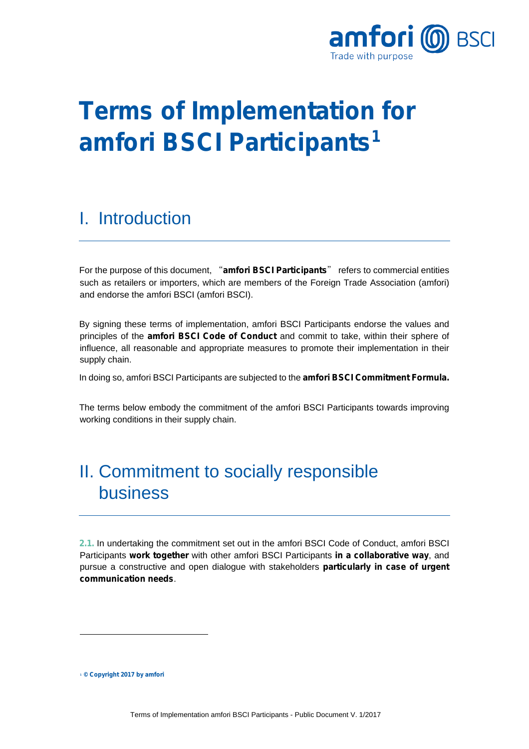# Terms of Implementation for amfori BSCI Participants[1]

## I. Introduction

For the purpose of this document, "**amfori BSCI Participants**" refers to commercial entities such as retailers or importers, which are members of the Foreign Trade Association (amfori) and endorse the amfori BSCI (amfori BSCI).

By signing these terms of implementation, amfori BSCI Participants endorse the values and principles of the **amfori BSCI Code of Conduct** and commit to take, within their sphere of influence, all reasonable and appropriate measures to promote their implementation in their supply chain.

In doing so, amfori BSCI Participants are subjected to the **amfori BSCI Commitment Formula.**

The terms below embody the commitment of the amfori BSCI Participants towards improving working conditions in their supply chain.

## II. Commitment to socially responsible business

**2.1.** In undertaking the commitment set out in the amfori BSCI Code of Conduct, amfori BSCI Participants **work together** with other amfori BSCI Participants **in a collaborative way**, and pursue a constructive and open dialogue with stakeholders **particularly in case of urgent communication needs**.

---

[1] **© Copyright 2017 by amfori**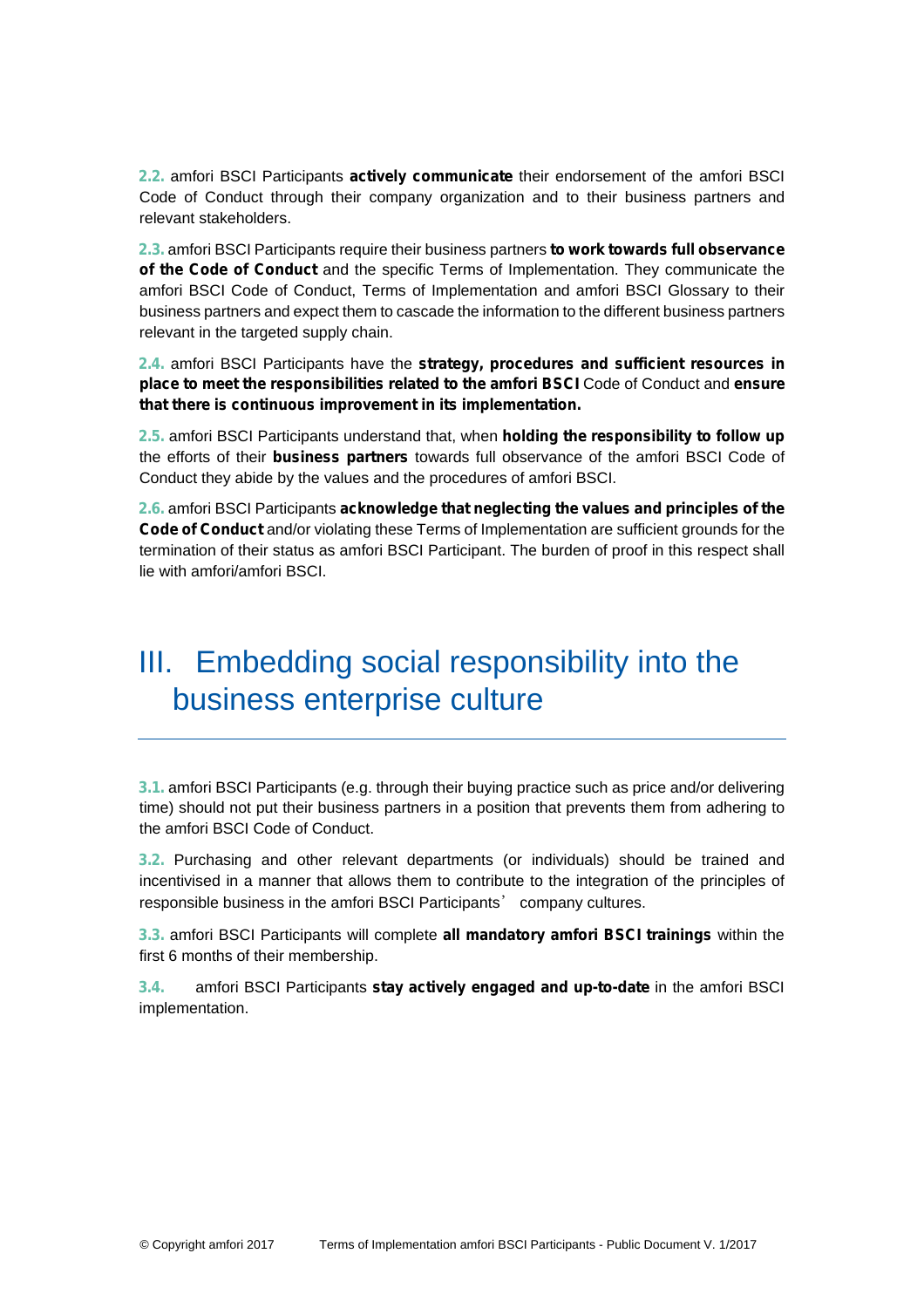**2.2.** amfori BSCI Participants **actively communicate** their endorsement of the amfori BSCI Code of Conduct through their company organization and to their business partners and relevant stakeholders.

**2.3.** amfori BSCI Participants require their business partners **to work towards full observance of the Code of Conduct** and the specific Terms of Implementation. They communicate the amfori BSCI Code of Conduct, Terms of Implementation and amfori BSCI Glossary to their business partners and expect them to cascade the information to the different business partners relevant in the targeted supply chain.

**2.4.** amfori BSCI Participants have the **strategy, procedures and sufficient resources in place to meet the responsibilities related to the amfori BSCI** Code of Conduct and **ensure that there is continuous improvement in its implementation.**

**2.5.** amfori BSCI Participants understand that, when **holding the responsibility to follow up** the efforts of their **business partners** towards full observance of the amfori BSCI Code of Conduct they abide by the values and the procedures of amfori BSCI.

**2.6.** amfori BSCI Participants **acknowledge that neglecting the values and principles of the Code of Conduct** and/or violating these Terms of Implementation are sufficient grounds for the termination of their status as amfori BSCI Participant. The burden of proof in this respect shall lie with amfori/amfori BSCI.

# III. Embedding social responsibility into the business enterprise culture

**3.1.** amfori BSCI Participants (e.g. through their buying practice such as price and/or delivering time) should not put their business partners in a position that prevents them from adhering to the amfori BSCI Code of Conduct.

**3.2.** Purchasing and other relevant departments (or individuals) should be trained and incentivised in a manner that allows them to contribute to the integration of the principles of responsible business in the amfori BSCI Participants' company cultures.

**3.3.** amfori BSCI Participants will complete **all mandatory amfori BSCI trainings** within the first 6 months of their membership.

**3.4.** amfori BSCI Participants **stay actively engaged and up-to-date** in the amfori BSCI implementation.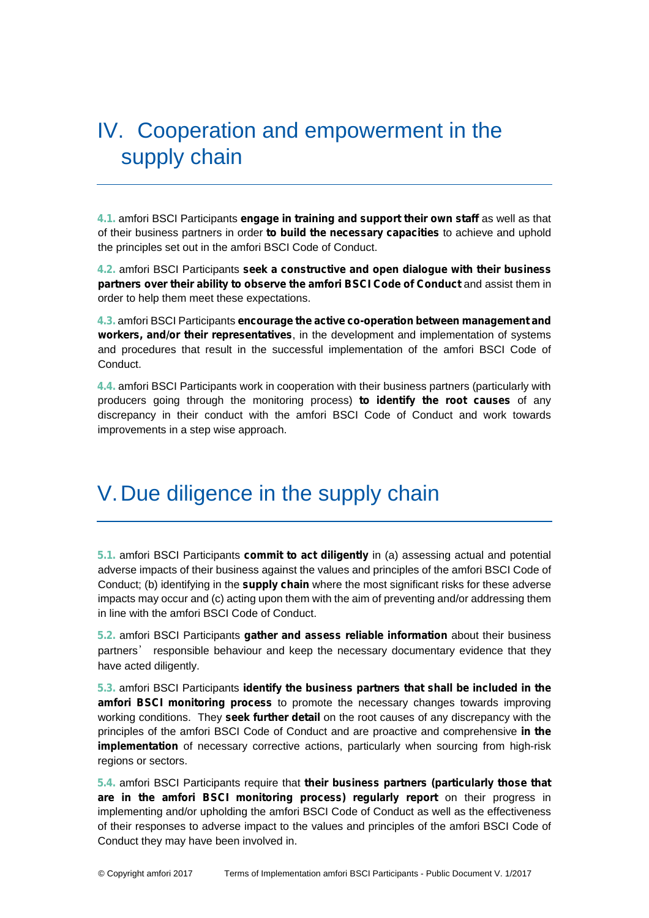# IV. Cooperation and empowerment in the supply chain

**4.1.** amfori BSCI Participants **engage in training and support their own staff** as well as that of their business partners in order **to build the necessary capacities** to achieve and uphold the principles set out in the amfori BSCI Code of Conduct.

**4.2.** amfori BSCI Participants **seek a constructive and open dialogue with their business partners over their ability to observe the amfori BSCI Code of Conduct** and assist them in order to help them meet these expectations.

**4.3.** amfori BSCI Participants **encourage the active co-operation between management and workers, and/or their representatives**, in the development and implementation of systems and procedures that result in the successful implementation of the amfori BSCI Code of Conduct.

**4.4.** amfori BSCI Participants work in cooperation with their business partners (particularly with producers going through the monitoring process) **to identify the root causes** of any discrepancy in their conduct with the amfori BSCI Code of Conduct and work towards improvements in a step wise approach.

# V. Due diligence in the supply chain

**5.1.** amfori BSCI Participants **commit to act diligently** in (a) assessing actual and potential adverse impacts of their business against the values and principles of the amfori BSCI Code of Conduct; (b) identifying in the **supply chain** where the most significant risks for these adverse impacts may occur and (c) acting upon them with the aim of preventing and/or addressing them in line with the amfori BSCI Code of Conduct.

**5.2.** amfori BSCI Participants **gather and assess reliable information** about their business partners' responsible behaviour and keep the necessary documentary evidence that they have acted diligently.

**5.3.** amfori BSCI Participants **identify the business partners that shall be included in the amfori BSCI monitoring process** to promote the necessary changes towards improving working conditions. They **seek further detail** on the root causes of any discrepancy with the principles of the amfori BSCI Code of Conduct and are proactive and comprehensive **in the implementation** of necessary corrective actions, particularly when sourcing from high-risk regions or sectors.

**5.4.** amfori BSCI Participants require that **their business partners (particularly those that are in the amfori BSCI monitoring process) regularly report** on their progress in implementing and/or upholding the amfori BSCI Code of Conduct as well as the effectiveness of their responses to adverse impact to the values and principles of the amfori BSCI Code of Conduct they may have been involved in.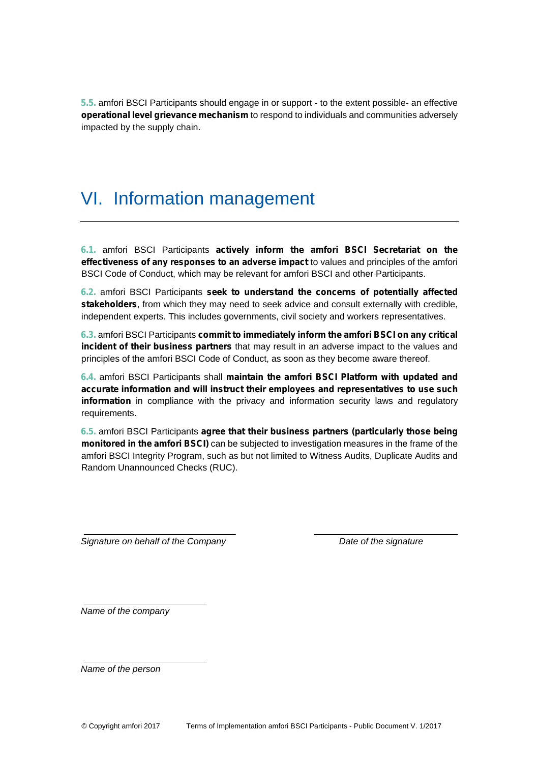**5.5.** amfori BSCI Participants should engage in or support - to the extent possible- an effective **operational level grievance mechanism** to respond to individuals and communities adversely impacted by the supply chain.

# VI. Information management

**6.1.** amfori BSCI Participants **actively inform the amfori BSCI Secretariat on the effectiveness of any responses to an adverse impact** to values and principles of the amfori BSCI Code of Conduct, which may be relevant for amfori BSCI and other Participants.

**6.2.** amfori BSCI Participants **seek to understand the concerns of potentially affected stakeholders**, from which they may need to seek advice and consult externally with credible, independent experts. This includes governments, civil society and workers representatives.

**6.3.** amfori BSCI Participants **commit to immediately inform the amfori BSCI on any critical incident of their business partners** that may result in an adverse impact to the values and principles of the amfori BSCI Code of Conduct, as soon as they become aware thereof.

**6.4.** amfori BSCI Participants shall **maintain the amfori BSCI Platform with updated and accurate information and will instruct their employees and representatives to use such information** in compliance with the privacy and information security laws and regulatory requirements.

**6.5.** amfori BSCI Participants **agree that their business partners (particularly those being monitored in the amfori BSCI)** can be subjected to investigation measures in the frame of the amfori BSCI Integrity Program, such as but not limited to Witness Audits, Duplicate Audits and Random Unannounced Checks (RUC).

_______________________________ _______________________________

*Signature on behalf of the Company* *Date of the signature*

_______________________________

*Name of the company*

_______________________________

*Name of the person*